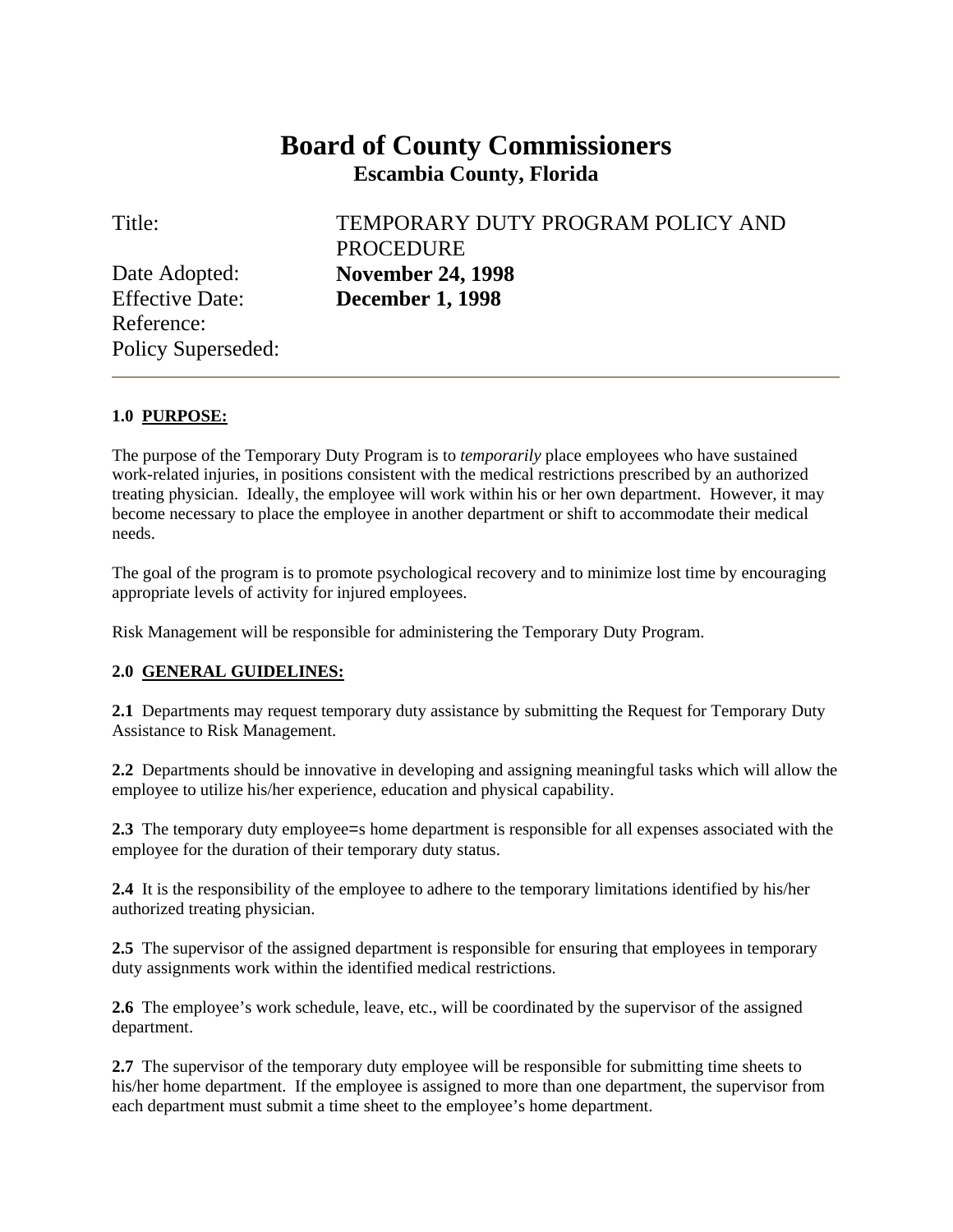# Board of County Commissioners
## Escambia County, Florida

| | |
|---|---|
| Title: | TEMPORARY DUTY PROGRAM POLICY AND PROCEDURE |
| Date Adopted: | **November 24, 1998** |
| Effective Date: | **December 1, 1998** |
| Reference: | |
| Policy Superseded: | |

---

**1.0 PURPOSE:**

The purpose of the Temporary Duty Program is to *temporarily* place employees who have sustained work-related injuries, in positions consistent with the medical restrictions prescribed by an authorized treating physician. Ideally, the employee will work within his or her own department. However, it may become necessary to place the employee in another department or shift to accommodate their medical needs.

The goal of the program is to promote psychological recovery and to minimize lost time by encouraging appropriate levels of activity for injured employees.

Risk Management will be responsible for administering the Temporary Duty Program.

**2.0 GENERAL GUIDELINES:**

**2.1** Departments may request temporary duty assistance by submitting the Request for Temporary Duty Assistance to Risk Management.

**2.2** Departments should be innovative in developing and assigning meaningful tasks which will allow the employee to utilize his/her experience, education and physical capability.

**2.3** The temporary duty employee=s home department is responsible for all expenses associated with the employee for the duration of their temporary duty status.

**2.4** It is the responsibility of the employee to adhere to the temporary limitations identified by his/her authorized treating physician.

**2.5** The supervisor of the assigned department is responsible for ensuring that employees in temporary duty assignments work within the identified medical restrictions.

**2.6** The employee's work schedule, leave, etc., will be coordinated by the supervisor of the assigned department.

**2.7** The supervisor of the temporary duty employee will be responsible for submitting time sheets to his/her home department. If the employee is assigned to more than one department, the supervisor from each department must submit a time sheet to the employee's home department.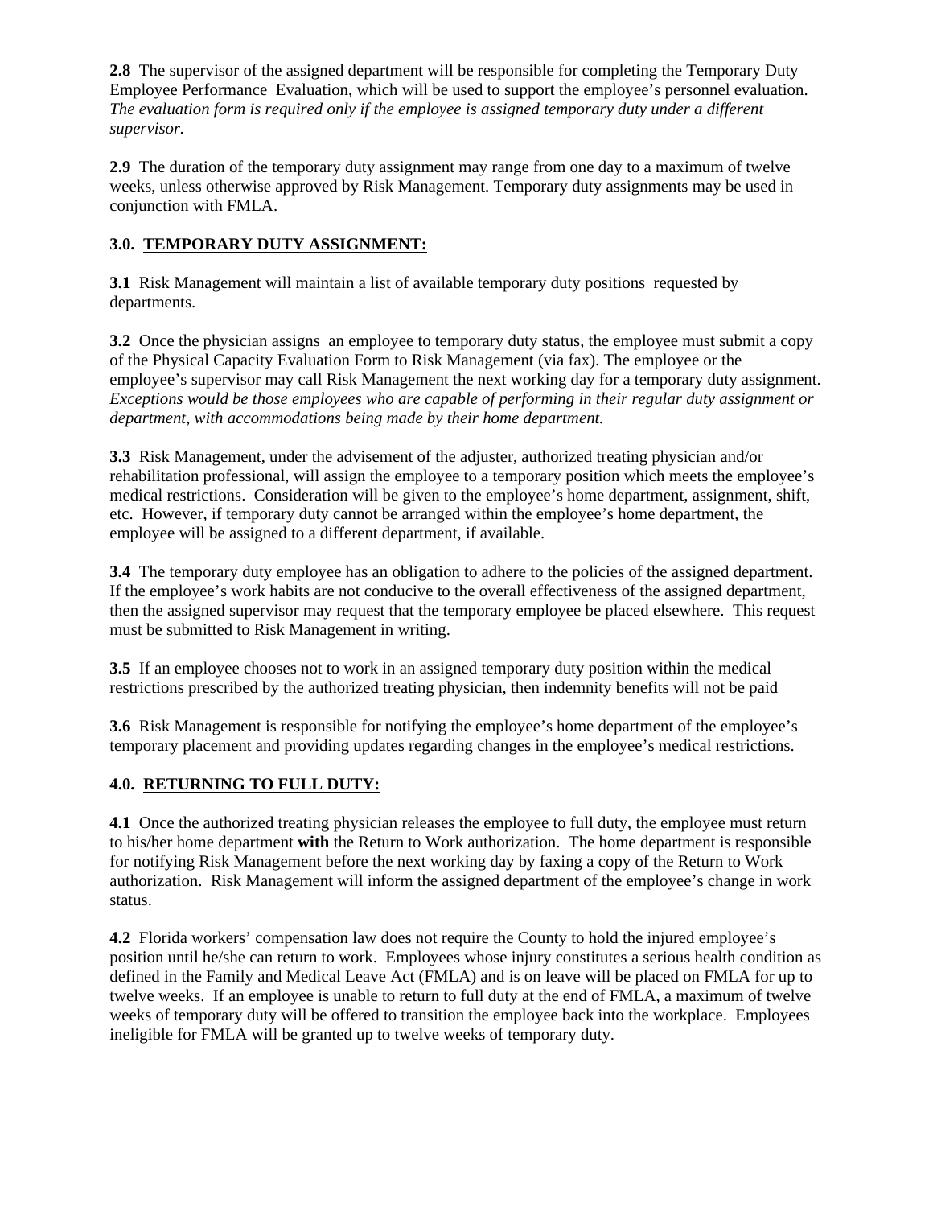**2.8** The supervisor of the assigned department will be responsible for completing the Temporary Duty Employee Performance Evaluation, which will be used to support the employee's personnel evaluation. *The evaluation form is required only if the employee is assigned temporary duty under a different supervisor.*

**2.9** The duration of the temporary duty assignment may range from one day to a maximum of twelve weeks, unless otherwise approved by Risk Management. Temporary duty assignments may be used in conjunction with FMLA.

### 3.0. TEMPORARY DUTY ASSIGNMENT:

**3.1** Risk Management will maintain a list of available temporary duty positions requested by departments.

**3.2** Once the physician assigns an employee to temporary duty status, the employee must submit a copy of the Physical Capacity Evaluation Form to Risk Management (via fax). The employee or the employee's supervisor may call Risk Management the next working day for a temporary duty assignment. *Exceptions would be those employees who are capable of performing in their regular duty assignment or department, with accommodations being made by their home department.*

**3.3** Risk Management, under the advisement of the adjuster, authorized treating physician and/or rehabilitation professional, will assign the employee to a temporary position which meets the employee's medical restrictions. Consideration will be given to the employee's home department, assignment, shift, etc. However, if temporary duty cannot be arranged within the employee's home department, the employee will be assigned to a different department, if available.

**3.4** The temporary duty employee has an obligation to adhere to the policies of the assigned department. If the employee's work habits are not conducive to the overall effectiveness of the assigned department, then the assigned supervisor may request that the temporary employee be placed elsewhere. This request must be submitted to Risk Management in writing.

**3.5** If an employee chooses not to work in an assigned temporary duty position within the medical restrictions prescribed by the authorized treating physician, then indemnity benefits will not be paid

**3.6** Risk Management is responsible for notifying the employee's home department of the employee's temporary placement and providing updates regarding changes in the employee's medical restrictions.

### 4.0. RETURNING TO FULL DUTY:

**4.1** Once the authorized treating physician releases the employee to full duty, the employee must return to his/her home department **with** the Return to Work authorization. The home department is responsible for notifying Risk Management before the next working day by faxing a copy of the Return to Work authorization. Risk Management will inform the assigned department of the employee's change in work status.

**4.2** Florida workers' compensation law does not require the County to hold the injured employee's position until he/she can return to work. Employees whose injury constitutes a serious health condition as defined in the Family and Medical Leave Act (FMLA) and is on leave will be placed on FMLA for up to twelve weeks. If an employee is unable to return to full duty at the end of FMLA, a maximum of twelve weeks of temporary duty will be offered to transition the employee back into the workplace. Employees ineligible for FMLA will be granted up to twelve weeks of temporary duty.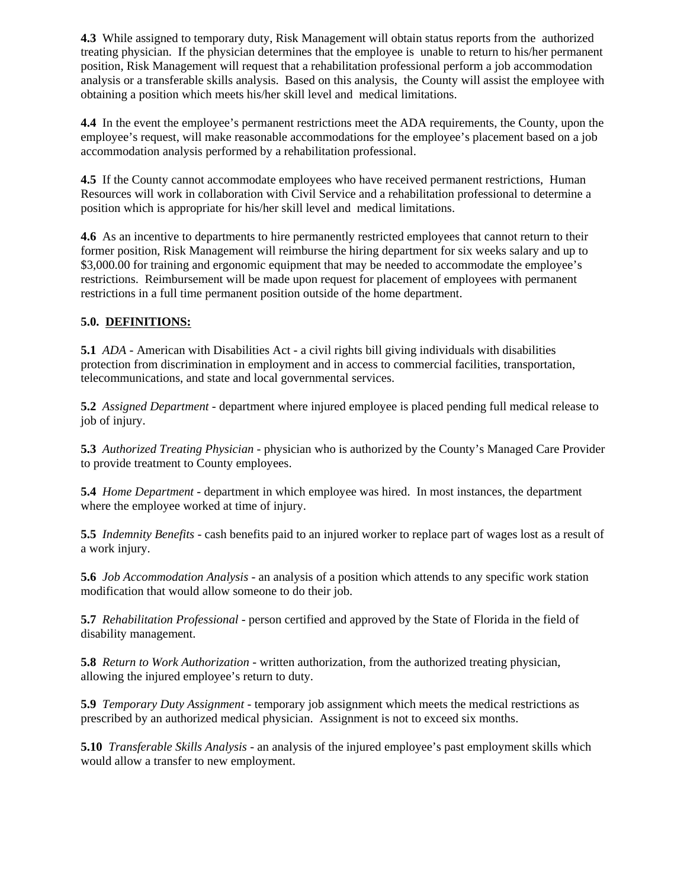**4.3** While assigned to temporary duty, Risk Management will obtain status reports from the authorized treating physician. If the physician determines that the employee is unable to return to his/her permanent position, Risk Management will request that a rehabilitation professional perform a job accommodation analysis or a transferable skills analysis. Based on this analysis, the County will assist the employee with obtaining a position which meets his/her skill level and medical limitations.

**4.4** In the event the employee's permanent restrictions meet the ADA requirements, the County, upon the employee's request, will make reasonable accommodations for the employee's placement based on a job accommodation analysis performed by a rehabilitation professional.

**4.5** If the County cannot accommodate employees who have received permanent restrictions, Human Resources will work in collaboration with Civil Service and a rehabilitation professional to determine a position which is appropriate for his/her skill level and medical limitations.

**4.6** As an incentive to departments to hire permanently restricted employees that cannot return to their former position, Risk Management will reimburse the hiring department for six weeks salary and up to $3,000.00 for training and ergonomic equipment that may be needed to accommodate the employee's restrictions. Reimbursement will be made upon request for placement of employees with permanent restrictions in a full time permanent position outside of the home department.

**5.0. DEFINITIONS:**

**5.1** *ADA* - American with Disabilities Act - a civil rights bill giving individuals with disabilities protection from discrimination in employment and in access to commercial facilities, transportation, telecommunications, and state and local governmental services.

**5.2** *Assigned Department* - department where injured employee is placed pending full medical release to job of injury.

**5.3** *Authorized Treating Physician* - physician who is authorized by the County's Managed Care Provider to provide treatment to County employees.

**5.4** *Home Department* - department in which employee was hired. In most instances, the department where the employee worked at time of injury.

**5.5** *Indemnity Benefits* - cash benefits paid to an injured worker to replace part of wages lost as a result of a work injury.

**5.6** *Job Accommodation Analysis* - an analysis of a position which attends to any specific work station modification that would allow someone to do their job.

**5.7** *Rehabilitation Professional* - person certified and approved by the State of Florida in the field of disability management.

**5.8** *Return to Work Authorization* - written authorization, from the authorized treating physician, allowing the injured employee's return to duty.

**5.9** *Temporary Duty Assignment* - temporary job assignment which meets the medical restrictions as prescribed by an authorized medical physician. Assignment is not to exceed six months.

**5.10** *Transferable Skills Analysis* - an analysis of the injured employee's past employment skills which would allow a transfer to new employment.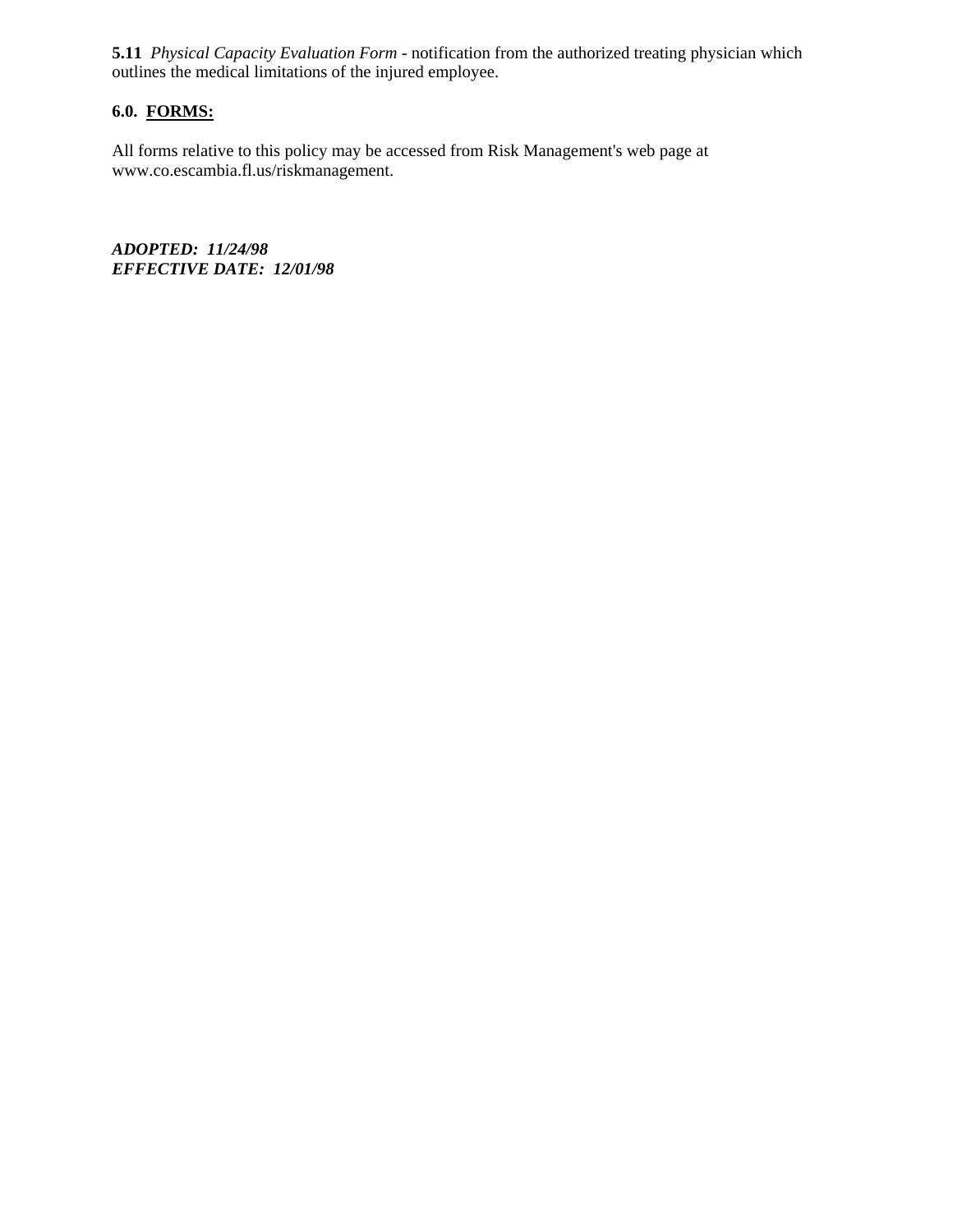**5.11** *Physical Capacity Evaluation Form* - notification from the authorized treating physician which outlines the medical limitations of the injured employee.

## 6.0. FORMS:

All forms relative to this policy may be accessed from Risk Management's web page at www.co.escambia.fl.us/riskmanagement.

***ADOPTED: 11/24/98***
***EFFECTIVE DATE: 12/01/98***